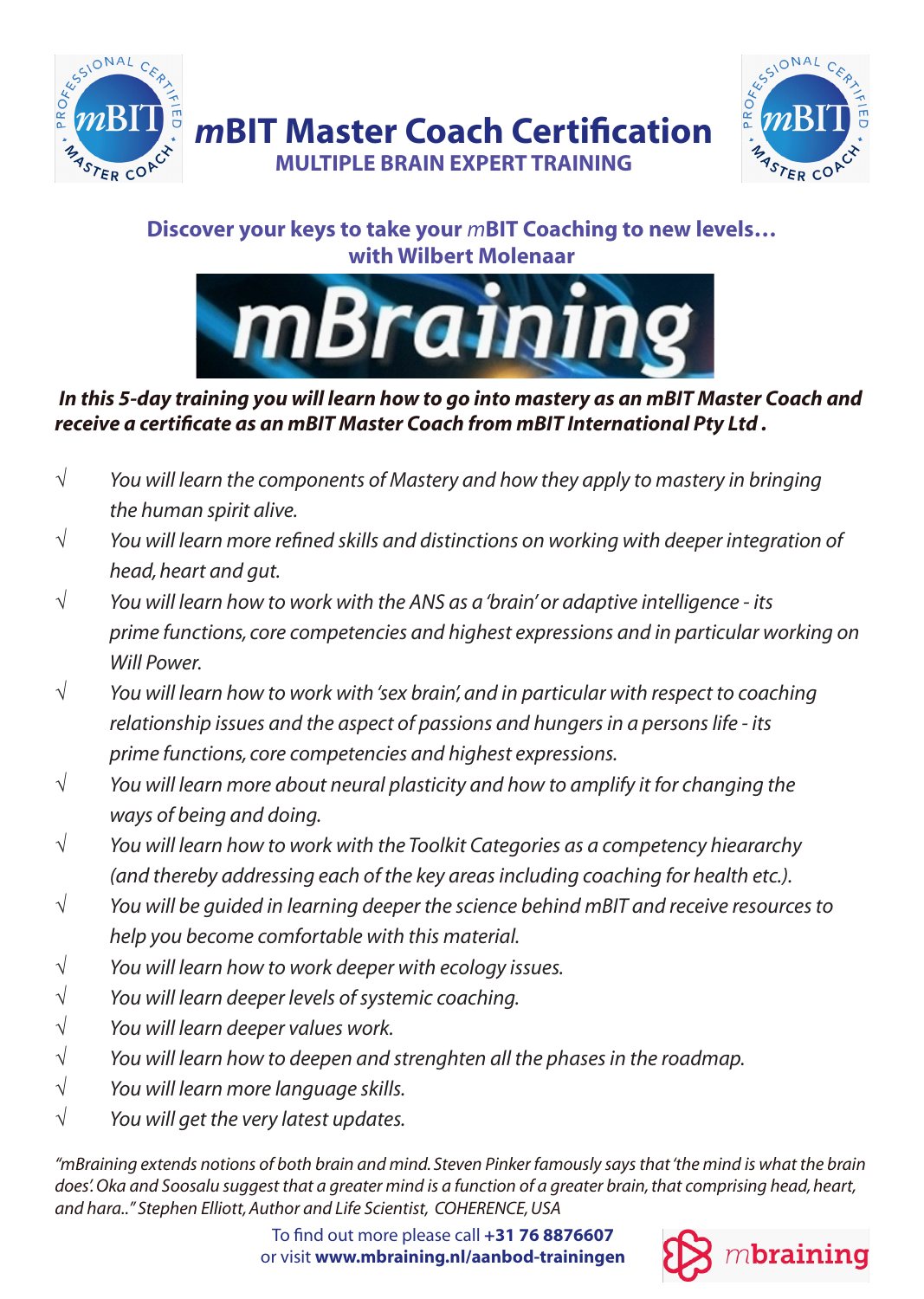# *m*BIT Master Coach Certification

## MULTIPLE BRAIN EXPERT TRAINING

**Discover your keys to take your *m*BIT Coaching to new levels…**
**with Wilbert Molenaar**

mBraining

***In this 5-day training you will learn how to go into mastery as an mBIT Master Coach and receive a certificate as an mBIT Master Coach from mBIT International Pty Ltd .***

- √ *You will learn the components of Mastery and how they apply to mastery in bringing the human spirit alive.*
- √ *You will learn more refined skills and distinctions on working with deeper integration of head, heart and gut.*
- √ *You will learn how to work with the ANS as a 'brain' or adaptive intelligence - its prime functions, core competencies and highest expressions and in particular working on Will Power.*
- √ *You will learn how to work with 'sex brain', and in particular with respect to coaching relationship issues and the aspect of passions and hungers in a persons life - its prime functions, core competencies and highest expressions.*
- √ *You will learn more about neural plasticity and how to amplify it for changing the ways of being and doing.*
- √ *You will learn how to work with the Toolkit Categories as a competency hieararchy (and thereby addressing each of the key areas including coaching for health etc.).*
- √ *You will be guided in learning deeper the science behind mBIT and receive resources to help you become comfortable with this material.*
- √ *You will learn how to work deeper with ecology issues.*
- √ *You will learn deeper levels of systemic coaching.*
- √ *You will learn deeper values work.*
- √ *You will learn how to deepen and strenghten all the phases in the roadmap.*
- √ *You will learn more language skills.*
- √ *You will get the very latest updates.*

*"mBraining extends notions of both brain and mind. Steven Pinker famously says that 'the mind is what the brain does'. Oka and Soosalu suggest that a greater mind is a function of a greater brain, that comprising head, heart, and hara.." Stephen Elliott, Author and Life Scientist, COHERENCE, USA*

To find out more please call **+31 76 8876607**
or visit **www.mbraining.nl/aanbod-trainingen**

mbraining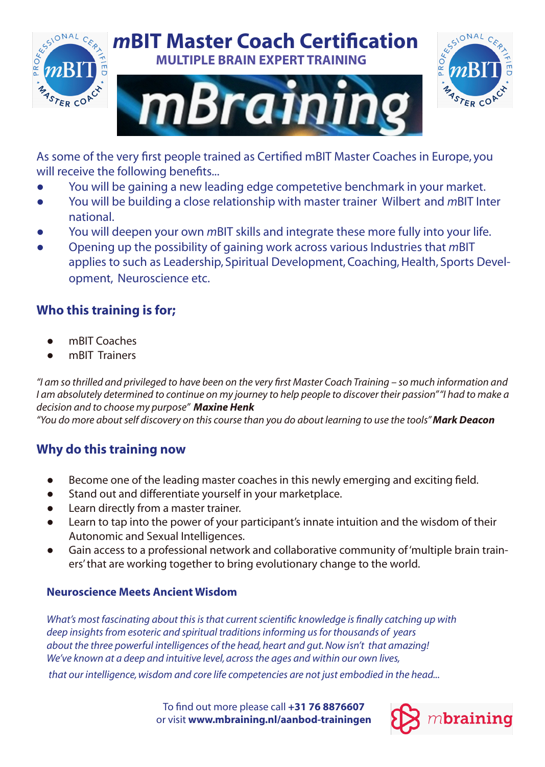# *m*BIT Master Coach Certification

**MULTIPLE BRAIN EXPERT TRAINING**

mBraining

As some of the very first people trained as Certified mBIT Master Coaches in Europe, you will receive the following benefits...

- You will be gaining a new leading edge competetive benchmark in your market.
- You will be building a close relationship with master trainer Wilbert and *m*BIT International.
- You will deepen your own *m*BIT skills and integrate these more fully into your life.
- Opening up the possibility of gaining work across various Industries that *m*BIT applies to such as Leadership, Spiritual Development, Coaching, Health, Sports Development, Neuroscience etc.

## Who this training is for;

- mBIT Coaches
- mBIT Trainers

*"I am so thrilled and privileged to have been on the very first Master Coach Training – so much information and I am absolutely determined to continue on my journey to help people to discover their passion" "I had to make a decision and to choose my purpose"* ***Maxine Henk***
*"You do more about self discovery on this course than you do about learning to use the tools"* ***Mark Deacon***

## Why do this training now

- Become one of the leading master coaches in this newly emerging and exciting field.
- Stand out and differentiate yourself in your marketplace.
- Learn directly from a master trainer.
- Learn to tap into the power of your participant's innate intuition and the wisdom of their Autonomic and Sexual Intelligences.
- Gain access to a professional network and collaborative community of 'multiple brain trainers' that are working together to bring evolutionary change to the world.

### Neuroscience Meets Ancient Wisdom

*What's most fascinating about this is that current scientific knowledge is finally catching up with deep insights from esoteric and spiritual traditions informing us for thousands of years about the three powerful intelligences of the head, heart and gut. Now isn't that amazing! We've known at a deep and intuitive level, across the ages and within our own lives, that our intelligence, wisdom and core life competencies are not just embodied in the head...*

To find out more please call **+31 76 8876607**
or visit **www.mbraining.nl/aanbod-trainingen**

mbraining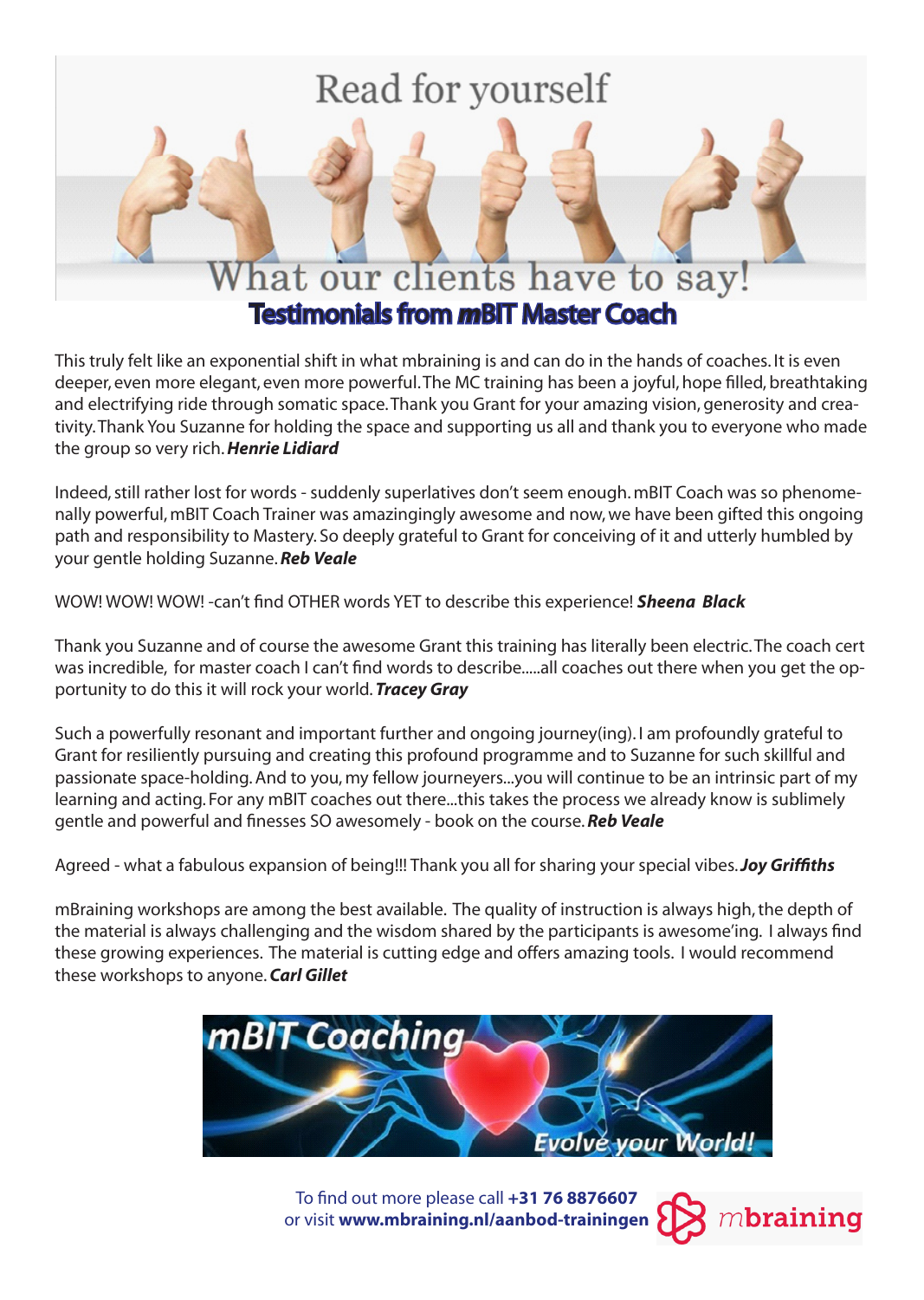# Read for yourself

## What our clients have to say!

## Testimonials from mBIT Master Coach

This truly felt like an exponential shift in what mbraining is and can do in the hands of coaches. It is even deeper, even more elegant, even more powerful. The MC training has been a joyful, hope filled, breathtaking and electrifying ride through somatic space. Thank you Grant for your amazing vision, generosity and creativity. Thank You Suzanne for holding the space and supporting us all and thank you to everyone who made the group so very rich. ***Henrie Lidiard***

Indeed, still rather lost for words - suddenly superlatives don't seem enough. mBIT Coach was so phenomenally powerful, mBIT Coach Trainer was amazingingly awesome and now, we have been gifted this ongoing path and responsibility to Mastery. So deeply grateful to Grant for conceiving of it and utterly humbled by your gentle holding Suzanne. ***Reb Veale***

WOW! WOW! WOW! -can't find OTHER words YET to describe this experience! ***Sheena Black***

Thank you Suzanne and of course the awesome Grant this training has literally been electric. The coach cert was incredible, for master coach I can't find words to describe.....all coaches out there when you get the opportunity to do this it will rock your world. ***Tracey Gray***

Such a powerfully resonant and important further and ongoing journey(ing). I am profoundly grateful to Grant for resiliently pursuing and creating this profound programme and to Suzanne for such skillful and passionate space-holding. And to you, my fellow journeyers...you will continue to be an intrinsic part of my learning and acting. For any mBIT coaches out there...this takes the process we already know is sublimely gentle and powerful and finesses SO awesomely - book on the course. ***Reb Veale***

Agreed - what a fabulous expansion of being!!! Thank you all for sharing your special vibes. ***Joy Griffiths***

mBraining workshops are among the best available. The quality of instruction is always high, the depth of the material is always challenging and the wisdom shared by the participants is awesome'ing. I always find these growing experiences. The material is cutting edge and offers amazing tools. I would recommend these workshops to anyone. ***Carl Gillet***

**mBIT Coaching**

*Evolve your World!*

To find out more please call **+31 76 8876607**
or visit **www.mbraining.nl/aanbod-trainingen**

mbraining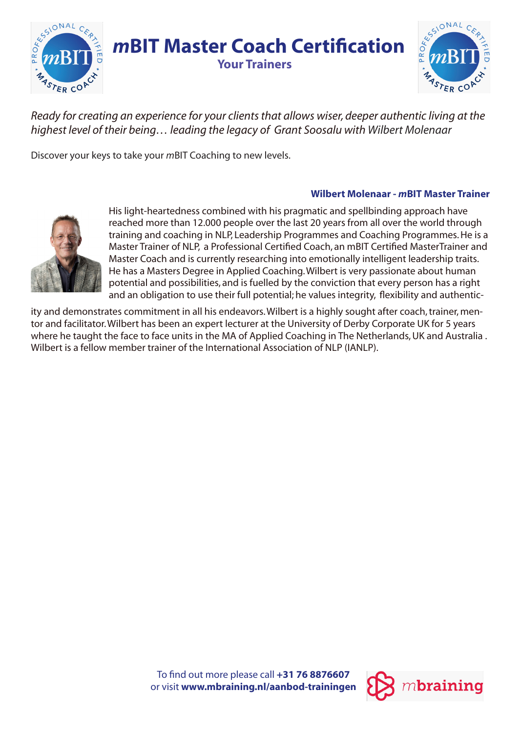# *m*BIT Master Coach Certification

## Your Trainers

*Ready for creating an experience for your clients that allows wiser, deeper authentic living at the highest level of their being… leading the legacy of Grant Soosalu with Wilbert Molenaar*

Discover your keys to take your *m*BIT Coaching to new levels.

### Wilbert Molenaar - *m*BIT Master Trainer

His light-heartedness combined with his pragmatic and spellbinding approach have reached more than 12.000 people over the last 20 years from all over the world through training and coaching in NLP, Leadership Programmes and Coaching Programmes. He is a Master Trainer of NLP, a Professional Certified Coach, an mBIT Certified MasterTrainer and Master Coach and is currently researching into emotionally intelligent leadership traits. He has a Masters Degree in Applied Coaching. Wilbert is very passionate about human potential and possibilities, and is fuelled by the conviction that every person has a right and an obligation to use their full potential; he values integrity, flexibility and authenticity and demonstrates commitment in all his endeavors. Wilbert is a highly sought after coach, trainer, mentor and facilitator. Wilbert has been an expert lecturer at the University of Derby Corporate UK for 5 years where he taught the face to face units in the MA of Applied Coaching in The Netherlands, UK and Australia . Wilbert is a fellow member trainer of the International Association of NLP (IANLP).

To find out more please call **+31 76 8876607**
or visit **www.mbraining.nl/aanbod-trainingen**

mbraining